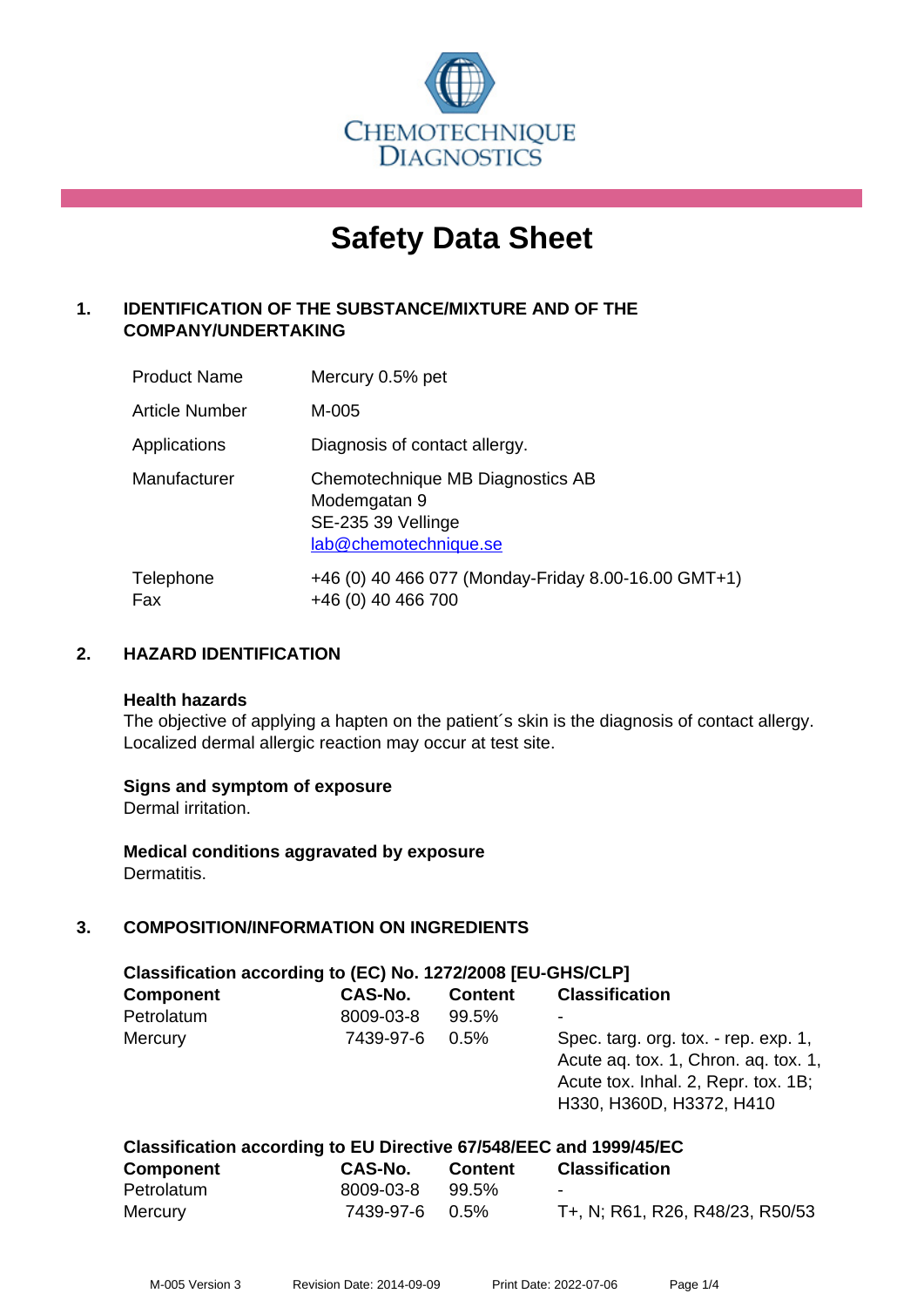CHEMOTECHNIQUE DIAGNOSTICS

# Safety Data Sheet

## 1. IDENTIFICATION OF THE SUBSTANCE/MIXTURE AND OF THE COMPANY/UNDERTAKING

| | |
|---|---|
| Product Name | Mercury 0.5% pet |
| Article Number | M-005 |
| Applications | Diagnosis of contact allergy. |
| Manufacturer | Chemotechnique MB Diagnostics AB<br>Modemgatan 9<br>SE-235 39 Vellinge<br>lab@chemotechnique.se |
| Telephone<br>Fax | +46 (0) 40 466 077 (Monday-Friday 8.00-16.00 GMT+1)<br>+46 (0) 40 466 700 |

## 2. HAZARD IDENTIFICATION

**Health hazards**

The objective of applying a hapten on the patient´s skin is the diagnosis of contact allergy. Localized dermal allergic reaction may occur at test site.

**Signs and symptom of exposure**

Dermal irritation.

**Medical conditions aggravated by exposure**

Dermatitis.

## 3. COMPOSITION/INFORMATION ON INGREDIENTS

**Classification according to (EC) No. 1272/2008 [EU-GHS/CLP]**

| Component | CAS-No. | Content | Classification |
|---|---|---|---|
| Petrolatum | 8009-03-8 | 99.5% | - |
| Mercury | 7439-97-6 | 0.5% | Spec. targ. org. tox. - rep. exp. 1, Acute aq. tox. 1, Chron. aq. tox. 1, Acute tox. Inhal. 2, Repr. tox. 1B; H330, H360D, H3372, H410 |

**Classification according to EU Directive 67/548/EEC and 1999/45/EC**

| Component | CAS-No. | Content | Classification |
|---|---|---|---|
| Petrolatum | 8009-03-8 | 99.5% | - |
| Mercury | 7439-97-6 | 0.5% | T+, N; R61, R26, R48/23, R50/53 |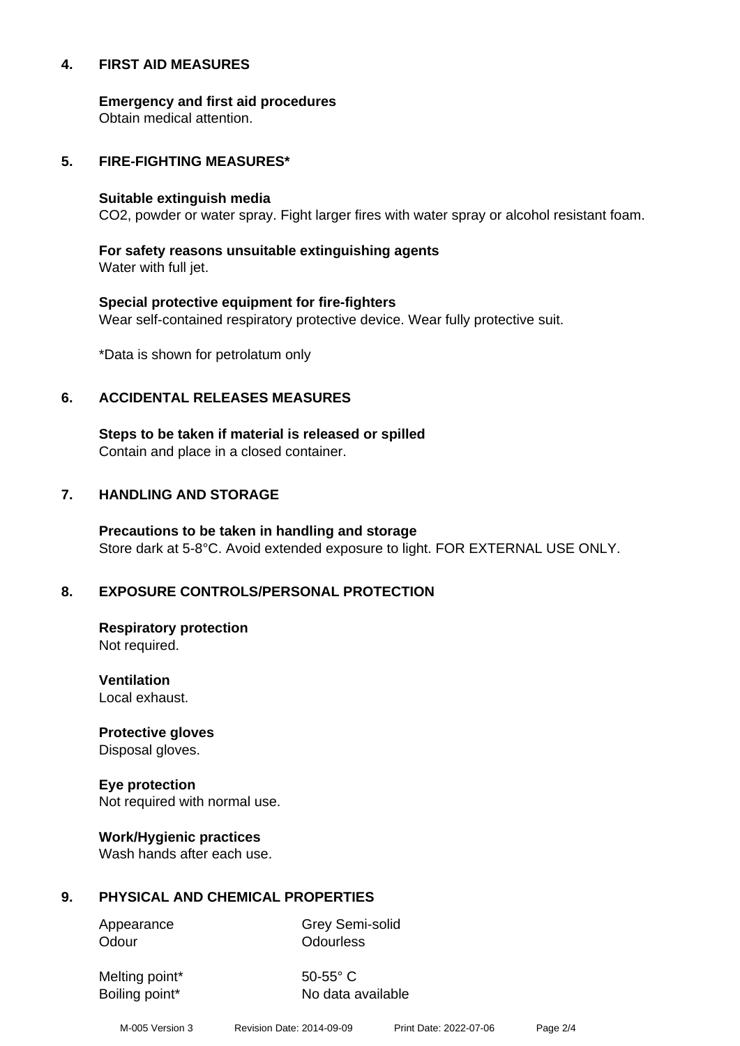## 4. FIRST AID MEASURES

**Emergency and first aid procedures**
Obtain medical attention.

## 5. FIRE-FIGHTING MEASURES*

**Suitable extinguish media**
$CO_2$, powder or water spray. Fight larger fires with water spray or alcohol resistant foam.

**For safety reasons unsuitable extinguishing agents**
Water with full jet.

**Special protective equipment for fire-fighters**
Wear self-contained respiratory protective device. Wear fully protective suit.

*Data is shown for petrolatum only

## 6. ACCIDENTAL RELEASES MEASURES

**Steps to be taken if material is released or spilled**
Contain and place in a closed container.

## 7. HANDLING AND STORAGE

**Precautions to be taken in handling and storage**
Store dark at 5-8°C. Avoid extended exposure to light. FOR EXTERNAL USE ONLY.

## 8. EXPOSURE CONTROLS/PERSONAL PROTECTION

**Respiratory protection**
Not required.

**Ventilation**
Local exhaust.

**Protective gloves**
Disposal gloves.

**Eye protection**
Not required with normal use.

**Work/Hygienic practices**
Wash hands after each use.

## 9. PHYSICAL AND CHEMICAL PROPERTIES

| | |
|---|---|
| Appearance | Grey Semi-solid |
| Odour | Odourless |
| Melting point* | 50-55° C |
| Boiling point* | No data available |

M-005 Version 3 Revision Date: 2014-09-09 Print Date: 2022-07-06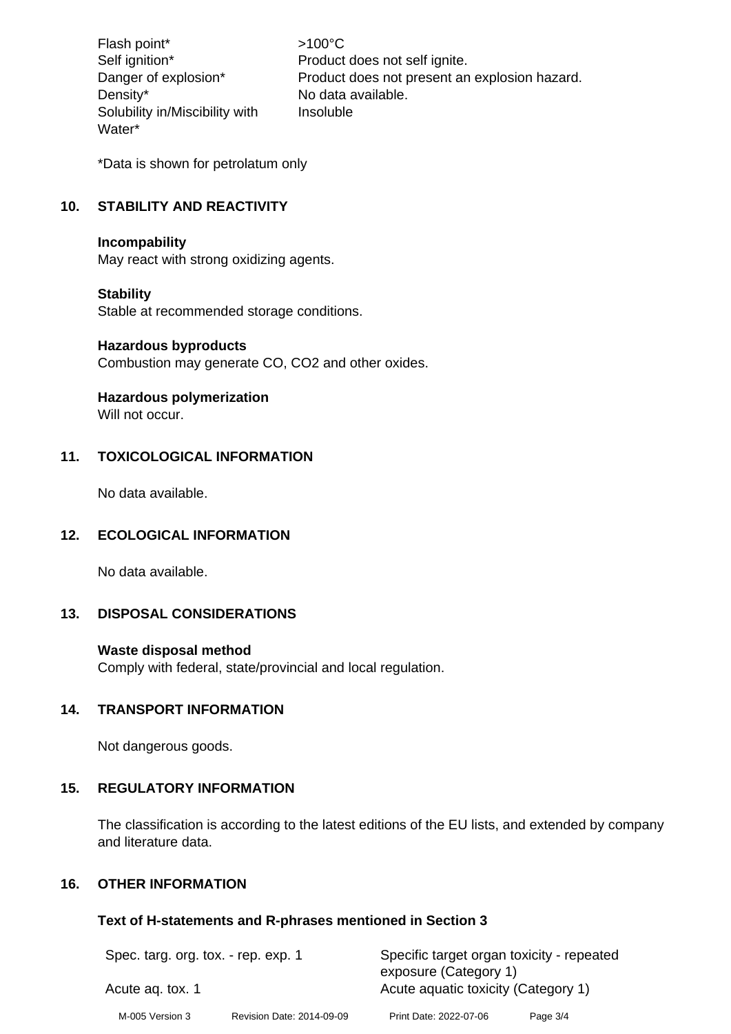| | |
|---|---|
| Flash point* | >100°C |
| Self ignition* | Product does not self ignite. |
| Danger of explosion* | Product does not present an explosion hazard. |
| Density* | No data available. |
| Solubility in/Miscibility with Water* | Insoluble |

*Data is shown for petrolatum only

## 10. STABILITY AND REACTIVITY

**Incompability**
May react with strong oxidizing agents.

**Stability**
Stable at recommended storage conditions.

**Hazardous byproducts**
Combustion may generate CO, $CO_2$ and other oxides.

**Hazardous polymerization**
Will not occur.

## 11. TOXICOLOGICAL INFORMATION

No data available.

## 12. ECOLOGICAL INFORMATION

No data available.

## 13. DISPOSAL CONSIDERATIONS

**Waste disposal method**
Comply with federal, state/provincial and local regulation.

## 14. TRANSPORT INFORMATION

Not dangerous goods.

## 15. REGULATORY INFORMATION

The classification is according to the latest editions of the EU lists, and extended by company and literature data.

## 16. OTHER INFORMATION

### Text of H-statements and R-phrases mentioned in Section 3

| | |
|---|---|
| Spec. targ. org. tox. - rep. exp. 1 | Specific target organ toxicity - repeated exposure (Category 1) |
| Acute aq. tox. 1 | Acute aquatic toxicity (Category 1) |

M-005 Version 3 &nbsp;&nbsp; Revision Date: 2014-09-09 &nbsp;&nbsp; Print Date: 2022-07-06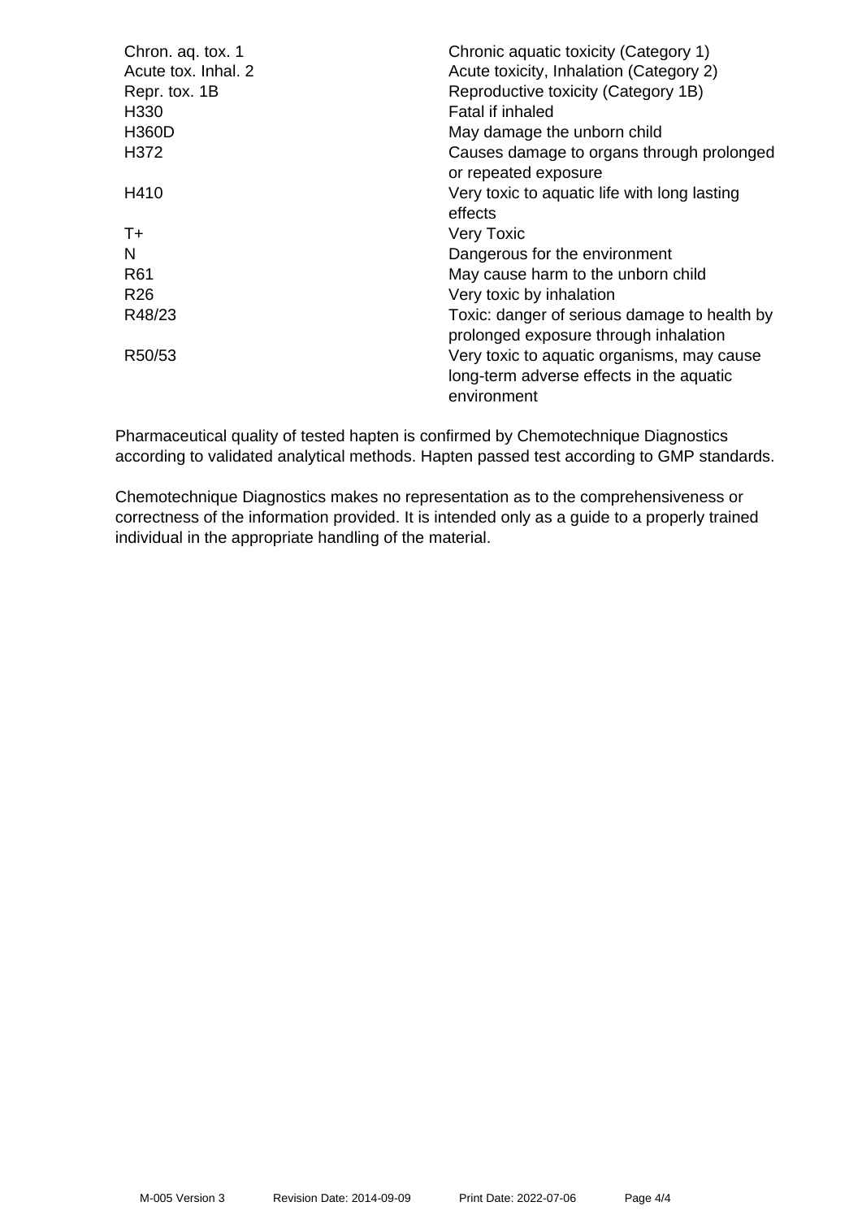| | |
|---|---|
| Chron. aq. tox. 1 | Chronic aquatic toxicity (Category 1) |
| Acute tox. Inhal. 2 | Acute toxicity, Inhalation (Category 2) |
| Repr. tox. 1B | Reproductive toxicity (Category 1B) |
| H330 | Fatal if inhaled |
| H360D | May damage the unborn child |
| H372 | Causes damage to organs through prolonged or repeated exposure |
| H410 | Very toxic to aquatic life with long lasting effects |
| T+ | Very Toxic |
| N | Dangerous for the environment |
| R61 | May cause harm to the unborn child |
| R26 | Very toxic by inhalation |
| R48/23 | Toxic: danger of serious damage to health by prolonged exposure through inhalation |
| R50/53 | Very toxic to aquatic organisms, may cause long-term adverse effects in the aquatic environment |

Pharmaceutical quality of tested hapten is confirmed by Chemotechnique Diagnostics according to validated analytical methods. Hapten passed test according to GMP standards.

Chemotechnique Diagnostics makes no representation as to the comprehensiveness or correctness of the information provided. It is intended only as a guide to a properly trained individual in the appropriate handling of the material.